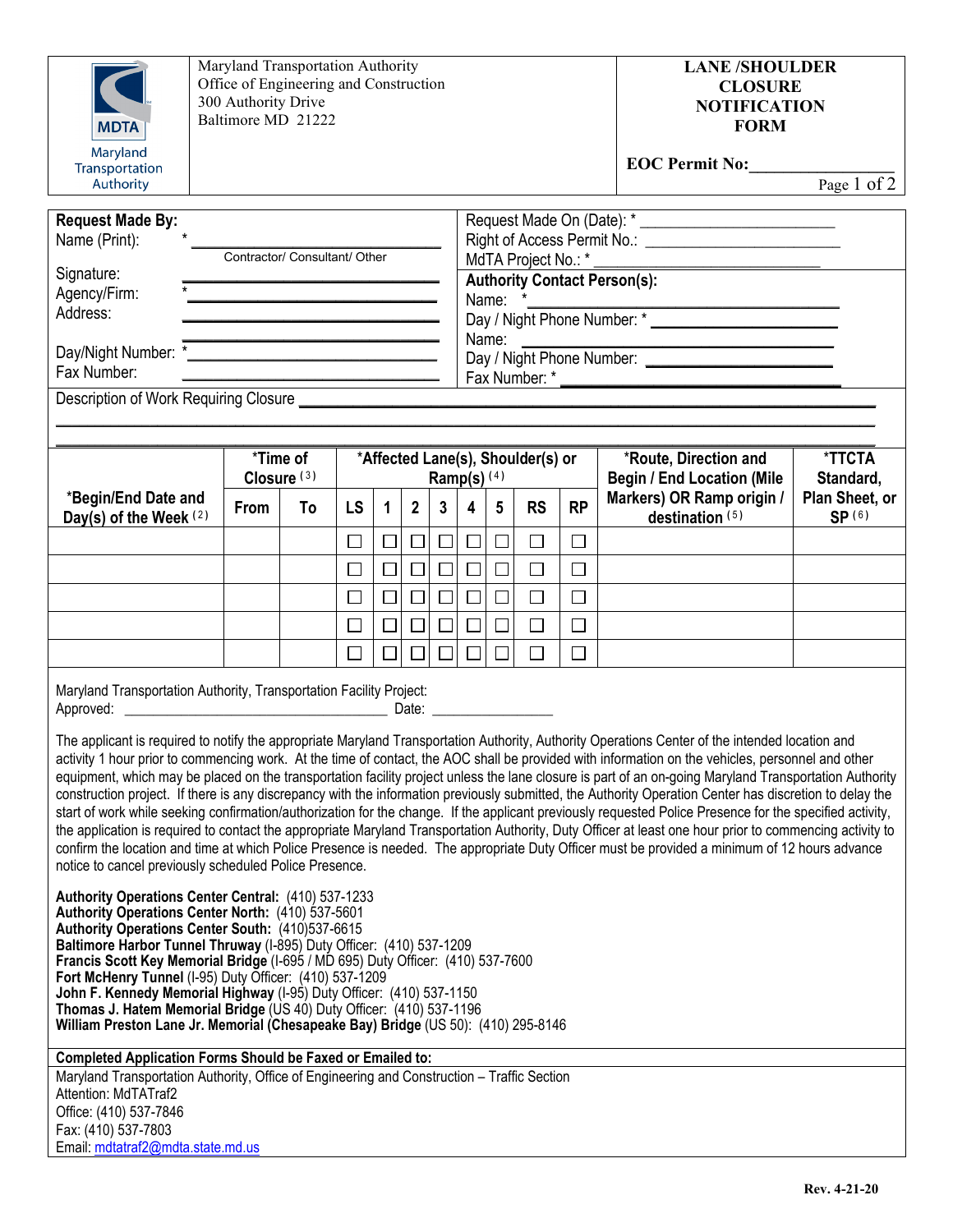MDTA
Maryland Transportation Authority

Maryland Transportation Authority
Office of Engineering and Construction
300 Authority Drive
Baltimore MD 21222

# LANE /SHOULDER CLOSURE NOTIFICATION FORM

**EOC Permit No:**_________________

**Request Made By:**
Name (Print): * ______________________________
Contractor/ Consultant/ Other
Signature: ______________________________
Agency/Firm: * ______________________________
Address: ______________________________
______________________________
Day/Night Number: * ______________________________
Fax Number: ______________________________

Request Made On (Date): * ______________________
Right of Access Permit No.: ______________________
MdTA Project No.: * ______________________

**Authority Contact Person(s):**
Name: * ______________________________
Day / Night Phone Number: * ______________________
Name: ______________________________
Day / Night Phone Number: ______________________
Fax Number: * ______________________________

Description of Work Requiring Closure ________________________________________________________________
________________________________________________________________________________
________________________________________________________________________________

| *Begin/End Date and Day(s) of the Week (2) | *Time of Closure (3) | | *Affected Lane(s), Shoulder(s) or Ramp(s) (4) | | | | | | | | *Route, Direction and Begin / End Location (Mile Markers) OR Ramp origin / destination (5) | *TTCTA Standard, Plan Sheet, or SP (6) |
|---|---|---|---|---|---|---|---|---|---|---|---|---|
| | From | To | LS | 1 | 2 | 3 | 4 | 5 | RS | RP | | |
| | | | ☐ | ☐ | ☐ | ☐ | ☐ | ☐ | ☐ | ☐ | | |
| | | | ☐ | ☐ | ☐ | ☐ | ☐ | ☐ | ☐ | ☐ | | |
| | | | ☐ | ☐ | ☐ | ☐ | ☐ | ☐ | ☐ | ☐ | | |
| | | | ☐ | ☐ | ☐ | ☐ | ☐ | ☐ | ☐ | ☐ | | |
| | | | ☐ | ☐ | ☐ | ☐ | ☐ | ☐ | ☐ | ☐ | | |

Maryland Transportation Authority, Transportation Facility Project:
Approved: ______________________________ Date: ________________

The applicant is required to notify the appropriate Maryland Transportation Authority, Authority Operations Center of the intended location and activity 1 hour prior to commencing work. At the time of contact, the AOC shall be provided with information on the vehicles, personnel and other equipment, which may be placed on the transportation facility project unless the lane closure is part of an on-going Maryland Transportation Authority construction project. If there is any discrepancy with the information previously submitted, the Authority Operation Center has discretion to delay the start of work while seeking confirmation/authorization for the change. If the applicant previously requested Police Presence for the specified activity, the application is required to contact the appropriate Maryland Transportation Authority, Duty Officer at least one hour prior to commencing activity to confirm the location and time at which Police Presence is needed. The appropriate Duty Officer must be provided a minimum of 12 hours advance notice to cancel previously scheduled Police Presence.

**Authority Operations Center Central:** (410) 537-1233
**Authority Operations Center North:** (410) 537-5601
**Authority Operations Center South:** (410)537-6615
**Baltimore Harbor Tunnel Thruway** (I-895) Duty Officer: (410) 537-1209
**Francis Scott Key Memorial Bridge** (I-695 / MD 695) Duty Officer: (410) 537-7600
**Fort McHenry Tunnel** (I-95) Duty Officer: (410) 537-1209
**John F. Kennedy Memorial Highway** (I-95) Duty Officer: (410) 537-1150
**Thomas J. Hatem Memorial Bridge** (US 40) Duty Officer: (410) 537-1196
**William Preston Lane Jr. Memorial (Chesapeake Bay) Bridge** (US 50): (410) 295-8146

**Completed Application Forms Should be Faxed or Emailed to:**
Maryland Transportation Authority, Office of Engineering and Construction – Traffic Section
Attention: MdTATraf2
Office: (410) 537-7846
Fax: (410) 537-7803
Email: mdtatraf2@mdta.state.md.us

Rev. 4-21-20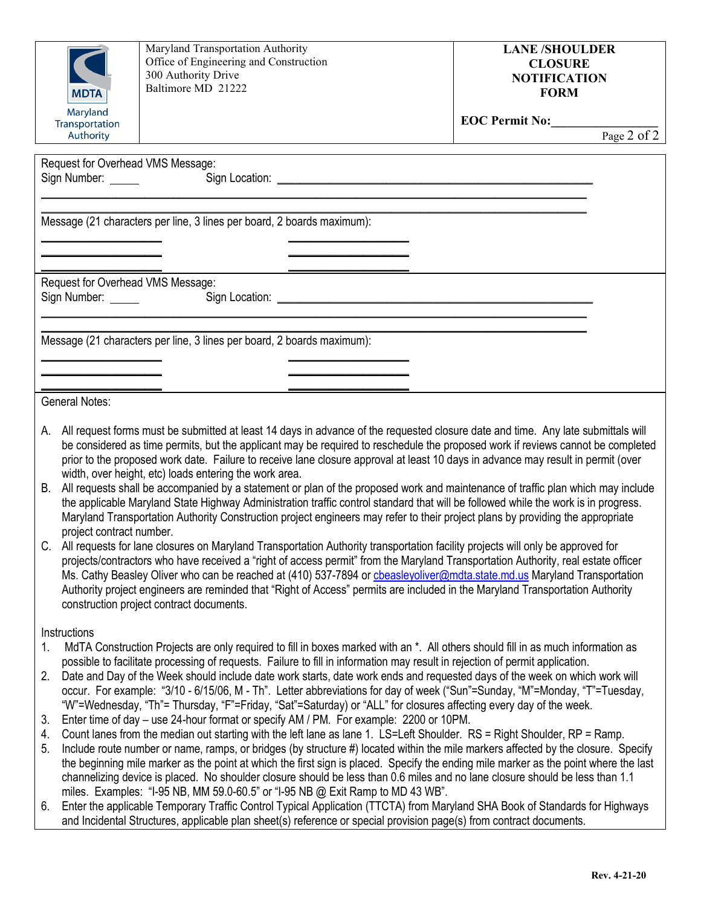Maryland Transportation Authority
Office of Engineering and Construction
300 Authority Drive
Baltimore MD 21222

**LANE /SHOULDER CLOSURE NOTIFICATION FORM**

**EOC Permit No:**_________________

Request for Overhead VMS Message:
Sign Number: _____ Sign Location: ____________________________________________________

______________________________________________________________________________

______________________________________________________________________________

Message (21 characters per line, 3 lines per board, 2 boards maximum):

____________________ ____________________
____________________ ____________________
____________________ ____________________

Request for Overhead VMS Message:
Sign Number: _____ Sign Location: ____________________________________________________

______________________________________________________________________________

______________________________________________________________________________

Message (21 characters per line, 3 lines per board, 2 boards maximum):

____________________ ____________________
____________________ ____________________
____________________ ____________________

General Notes:

A. All request forms must be submitted at least 14 days in advance of the requested closure date and time. Any late submittals will be considered as time permits, but the applicant may be required to reschedule the proposed work if reviews cannot be completed prior to the proposed work date. Failure to receive lane closure approval at least 10 days in advance may result in permit (over width, over height, etc) loads entering the work area.
B. All requests shall be accompanied by a statement or plan of the proposed work and maintenance of traffic plan which may include the applicable Maryland State Highway Administration traffic control standard that will be followed while the work is in progress. Maryland Transportation Authority Construction project engineers may refer to their project plans by providing the appropriate project contract number.
C. All requests for lane closures on Maryland Transportation Authority transportation facility projects will only be approved for projects/contractors who have received a "right of access permit" from the Maryland Transportation Authority, real estate officer Ms. Cathy Beasley Oliver who can be reached at (410) 537-7894 or cbeasleyoliver@mdta.state.md.us Maryland Transportation Authority project engineers are reminded that "Right of Access" permits are included in the Maryland Transportation Authority construction project contract documents.

Instructions

1. MdTA Construction Projects are only required to fill in boxes marked with an *. All others should fill in as much information as possible to facilitate processing of requests. Failure to fill in information may result in rejection of permit application.
2. Date and Day of the Week should include date work starts, date work ends and requested days of the week on which work will occur. For example: "3/10 - 6/15/06, M - Th". Letter abbreviations for day of week ("Sun"=Sunday, "M"=Monday, "T"=Tuesday, "W"=Wednesday, "Th"= Thursday, "F"=Friday, "Sat"=Saturday) or "ALL" for closures affecting every day of the week.
3. Enter time of day – use 24-hour format or specify AM / PM. For example: 2200 or 10PM.
4. Count lanes from the median out starting with the left lane as lane 1. LS=Left Shoulder. RS = Right Shoulder, RP = Ramp.
5. Include route number or name, ramps, or bridges (by structure #) located within the mile markers affected by the closure. Specify the beginning mile marker as the point at which the first sign is placed. Specify the ending mile marker as the point where the last channelizing device is placed. No shoulder closure should be less than 0.6 miles and no lane closure should be less than 1.1 miles. Examples: "I-95 NB, MM 59.0-60.5" or "I-95 NB @ Exit Ramp to MD 43 WB".
6. Enter the applicable Temporary Traffic Control Typical Application (TTCTA) from Maryland SHA Book of Standards for Highways and Incidental Structures, applicable plan sheet(s) reference or special provision page(s) from contract documents.

Rev. 4-21-20